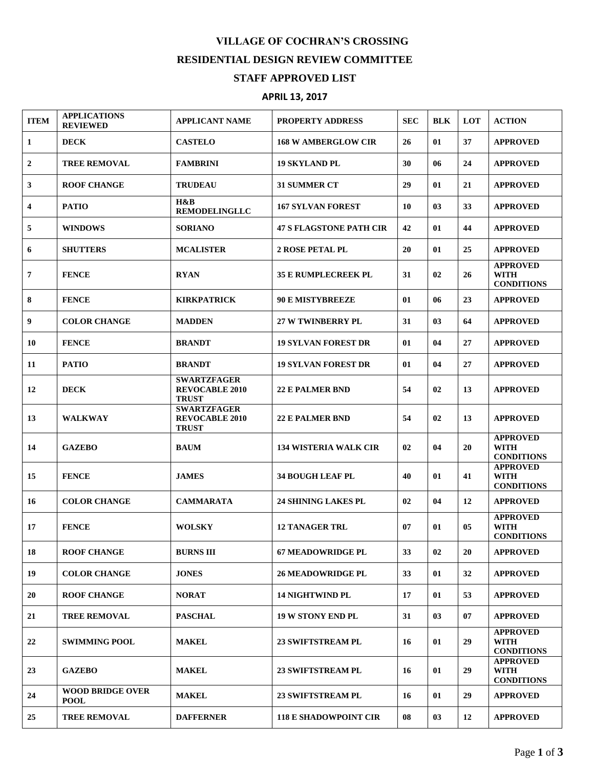# VILLAGE OF COCHRAN'S CROSSING

## RESIDENTIAL DESIGN REVIEW COMMITTEE

## STAFF APPROVED LIST

### APRIL 13, 2017

| ITEM | APPLICATIONS REVIEWED | APPLICANT NAME | PROPERTY ADDRESS | SEC | BLK | LOT | ACTION |
|---|---|---|---|---|---|---|---|
| 1 | DECK | CASTELO | 168 W AMBERGLOW CIR | 26 | 01 | 37 | APPROVED |
| 2 | TREE REMOVAL | FAMBRINI | 19 SKYLAND PL | 30 | 06 | 24 | APPROVED |
| 3 | ROOF CHANGE | TRUDEAU | 31 SUMMER CT | 29 | 01 | 21 | APPROVED |
| 4 | PATIO | H&B REMODELINGLLC | 167 SYLVAN FOREST | 10 | 03 | 33 | APPROVED |
| 5 | WINDOWS | SORIANO | 47 S FLAGSTONE PATH CIR | 42 | 01 | 44 | APPROVED |
| 6 | SHUTTERS | MCALISTER | 2 ROSE PETAL PL | 20 | 01 | 25 | APPROVED |
| 7 | FENCE | RYAN | 35 E RUMPLECREEK PL | 31 | 02 | 26 | APPROVED WITH CONDITIONS |
| 8 | FENCE | KIRKPATRICK | 90 E MISTYBREEZE | 01 | 06 | 23 | APPROVED |
| 9 | COLOR CHANGE | MADDEN | 27 W TWINBERRY PL | 31 | 03 | 64 | APPROVED |
| 10 | FENCE | BRANDT | 19 SYLVAN FOREST DR | 01 | 04 | 27 | APPROVED |
| 11 | PATIO | BRANDT | 19 SYLVAN FOREST DR | 01 | 04 | 27 | APPROVED |
| 12 | DECK | SWARTZFAGER REVOCABLE 2010 TRUST | 22 E PALMER BND | 54 | 02 | 13 | APPROVED |
| 13 | WALKWAY | SWARTZFAGER REVOCABLE 2010 TRUST | 22 E PALMER BND | 54 | 02 | 13 | APPROVED |
| 14 | GAZEBO | BAUM | 134 WISTERIA WALK CIR | 02 | 04 | 20 | APPROVED WITH CONDITIONS |
| 15 | FENCE | JAMES | 34 BOUGH LEAF PL | 40 | 01 | 41 | APPROVED WITH CONDITIONS |
| 16 | COLOR CHANGE | CAMMARATA | 24 SHINING LAKES PL | 02 | 04 | 12 | APPROVED |
| 17 | FENCE | WOLSKY | 12 TANAGER TRL | 07 | 01 | 05 | APPROVED WITH CONDITIONS |
| 18 | ROOF CHANGE | BURNS III | 67 MEADOWRIDGE PL | 33 | 02 | 20 | APPROVED |
| 19 | COLOR CHANGE | JONES | 26 MEADOWRIDGE PL | 33 | 01 | 32 | APPROVED |
| 20 | ROOF CHANGE | NORAT | 14 NIGHTWIND PL | 17 | 01 | 53 | APPROVED |
| 21 | TREE REMOVAL | PASCHAL | 19 W STONY END PL | 31 | 03 | 07 | APPROVED |
| 22 | SWIMMING POOL | MAKEL | 23 SWIFTSTREAM PL | 16 | 01 | 29 | APPROVED WITH CONDITIONS |
| 23 | GAZEBO | MAKEL | 23 SWIFTSTREAM PL | 16 | 01 | 29 | APPROVED WITH CONDITIONS |
| 24 | WOOD BRIDGE OVER POOL | MAKEL | 23 SWIFTSTREAM PL | 16 | 01 | 29 | APPROVED |
| 25 | TREE REMOVAL | DAFFERNER | 118 E SHADOWPOINT CIR | 08 | 03 | 12 | APPROVED |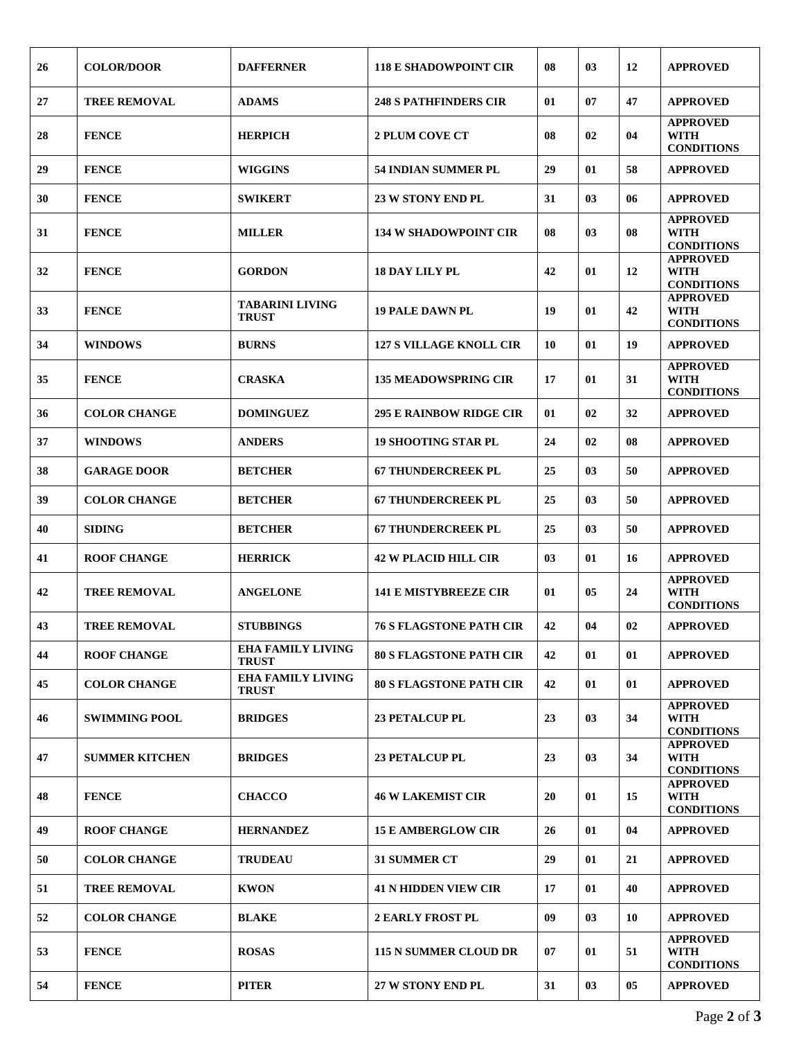| 26 | COLOR/DOOR | DAFFERNER | 118 E SHADOWPOINT CIR | 08 | 03 | 12 | APPROVED |
|---|---|---|---|---|---|---|---|
| 27 | TREE REMOVAL | ADAMS | 248 S PATHFINDERS CIR | 01 | 07 | 47 | APPROVED |
| 28 | FENCE | HERPICH | 2 PLUM COVE CT | 08 | 02 | 04 | APPROVED WITH CONDITIONS |
| 29 | FENCE | WIGGINS | 54 INDIAN SUMMER PL | 29 | 01 | 58 | APPROVED |
| 30 | FENCE | SWIKERT | 23 W STONY END PL | 31 | 03 | 06 | APPROVED |
| 31 | FENCE | MILLER | 134 W SHADOWPOINT CIR | 08 | 03 | 08 | APPROVED WITH CONDITIONS |
| 32 | FENCE | GORDON | 18 DAY LILY PL | 42 | 01 | 12 | APPROVED WITH CONDITIONS |
| 33 | FENCE | TABARINI LIVING TRUST | 19 PALE DAWN PL | 19 | 01 | 42 | APPROVED WITH CONDITIONS |
| 34 | WINDOWS | BURNS | 127 S VILLAGE KNOLL CIR | 10 | 01 | 19 | APPROVED |
| 35 | FENCE | CRASKA | 135 MEADOWSPRING CIR | 17 | 01 | 31 | APPROVED WITH CONDITIONS |
| 36 | COLOR CHANGE | DOMINGUEZ | 295 E RAINBOW RIDGE CIR | 01 | 02 | 32 | APPROVED |
| 37 | WINDOWS | ANDERS | 19 SHOOTING STAR PL | 24 | 02 | 08 | APPROVED |
| 38 | GARAGE DOOR | BETCHER | 67 THUNDERCREEK PL | 25 | 03 | 50 | APPROVED |
| 39 | COLOR CHANGE | BETCHER | 67 THUNDERCREEK PL | 25 | 03 | 50 | APPROVED |
| 40 | SIDING | BETCHER | 67 THUNDERCREEK PL | 25 | 03 | 50 | APPROVED |
| 41 | ROOF CHANGE | HERRICK | 42 W PLACID HILL CIR | 03 | 01 | 16 | APPROVED |
| 42 | TREE REMOVAL | ANGELONE | 141 E MISTYBREEZE CIR | 01 | 05 | 24 | APPROVED WITH CONDITIONS |
| 43 | TREE REMOVAL | STUBBINGS | 76 S FLAGSTONE PATH CIR | 42 | 04 | 02 | APPROVED |
| 44 | ROOF CHANGE | EHA FAMILY LIVING TRUST | 80 S FLAGSTONE PATH CIR | 42 | 01 | 01 | APPROVED |
| 45 | COLOR CHANGE | EHA FAMILY LIVING TRUST | 80 S FLAGSTONE PATH CIR | 42 | 01 | 01 | APPROVED |
| 46 | SWIMMING POOL | BRIDGES | 23 PETALCUP PL | 23 | 03 | 34 | APPROVED WITH CONDITIONS |
| 47 | SUMMER KITCHEN | BRIDGES | 23 PETALCUP PL | 23 | 03 | 34 | APPROVED WITH CONDITIONS |
| 48 | FENCE | CHACCO | 46 W LAKEMIST CIR | 20 | 01 | 15 | APPROVED WITH CONDITIONS |
| 49 | ROOF CHANGE | HERNANDEZ | 15 E AMBERGLOW CIR | 26 | 01 | 04 | APPROVED |
| 50 | COLOR CHANGE | TRUDEAU | 31 SUMMER CT | 29 | 01 | 21 | APPROVED |
| 51 | TREE REMOVAL | KWON | 41 N HIDDEN VIEW CIR | 17 | 01 | 40 | APPROVED |
| 52 | COLOR CHANGE | BLAKE | 2 EARLY FROST PL | 09 | 03 | 10 | APPROVED |
| 53 | FENCE | ROSAS | 115 N SUMMER CLOUD DR | 07 | 01 | 51 | APPROVED WITH CONDITIONS |
| 54 | FENCE | PITER | 27 W STONY END PL | 31 | 03 | 05 | APPROVED |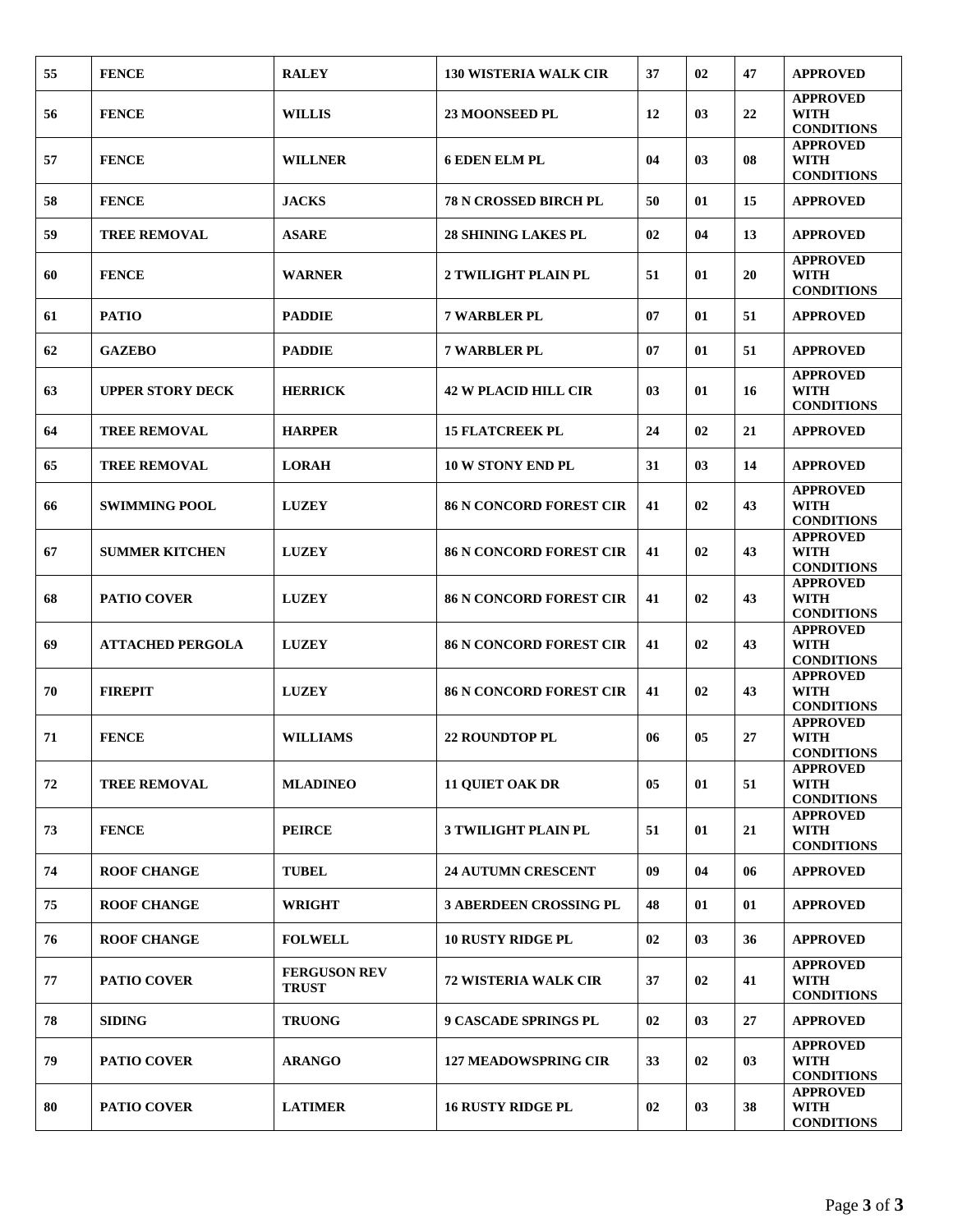| | | | | | | | |
|---|---|---|---|---|---|---|---|
| 55 | FENCE | RALEY | 130 WISTERIA WALK CIR | 37 | 02 | 47 | APPROVED |
| 56 | FENCE | WILLIS | 23 MOONSEED PL | 12 | 03 | 22 | APPROVED WITH CONDITIONS |
| 57 | FENCE | WILLNER | 6 EDEN ELM PL | 04 | 03 | 08 | APPROVED WITH CONDITIONS |
| 58 | FENCE | JACKS | 78 N CROSSED BIRCH PL | 50 | 01 | 15 | APPROVED |
| 59 | TREE REMOVAL | ASARE | 28 SHINING LAKES PL | 02 | 04 | 13 | APPROVED |
| 60 | FENCE | WARNER | 2 TWILIGHT PLAIN PL | 51 | 01 | 20 | APPROVED WITH CONDITIONS |
| 61 | PATIO | PADDIE | 7 WARBLER PL | 07 | 01 | 51 | APPROVED |
| 62 | GAZEBO | PADDIE | 7 WARBLER PL | 07 | 01 | 51 | APPROVED |
| 63 | UPPER STORY DECK | HERRICK | 42 W PLACID HILL CIR | 03 | 01 | 16 | APPROVED WITH CONDITIONS |
| 64 | TREE REMOVAL | HARPER | 15 FLATCREEK PL | 24 | 02 | 21 | APPROVED |
| 65 | TREE REMOVAL | LORAH | 10 W STONY END PL | 31 | 03 | 14 | APPROVED |
| 66 | SWIMMING POOL | LUZEY | 86 N CONCORD FOREST CIR | 41 | 02 | 43 | APPROVED WITH CONDITIONS |
| 67 | SUMMER KITCHEN | LUZEY | 86 N CONCORD FOREST CIR | 41 | 02 | 43 | APPROVED WITH CONDITIONS |
| 68 | PATIO COVER | LUZEY | 86 N CONCORD FOREST CIR | 41 | 02 | 43 | APPROVED WITH CONDITIONS |
| 69 | ATTACHED PERGOLA | LUZEY | 86 N CONCORD FOREST CIR | 41 | 02 | 43 | APPROVED WITH CONDITIONS |
| 70 | FIREPIT | LUZEY | 86 N CONCORD FOREST CIR | 41 | 02 | 43 | APPROVED WITH CONDITIONS |
| 71 | FENCE | WILLIAMS | 22 ROUNDTOP PL | 06 | 05 | 27 | APPROVED WITH CONDITIONS |
| 72 | TREE REMOVAL | MLADINEO | 11 QUIET OAK DR | 05 | 01 | 51 | APPROVED WITH CONDITIONS |
| 73 | FENCE | PEIRCE | 3 TWILIGHT PLAIN PL | 51 | 01 | 21 | APPROVED WITH CONDITIONS |
| 74 | ROOF CHANGE | TUBEL | 24 AUTUMN CRESCENT | 09 | 04 | 06 | APPROVED |
| 75 | ROOF CHANGE | WRIGHT | 3 ABERDEEN CROSSING PL | 48 | 01 | 01 | APPROVED |
| 76 | ROOF CHANGE | FOLWELL | 10 RUSTY RIDGE PL | 02 | 03 | 36 | APPROVED |
| 77 | PATIO COVER | FERGUSON REV TRUST | 72 WISTERIA WALK CIR | 37 | 02 | 41 | APPROVED WITH CONDITIONS |
| 78 | SIDING | TRUONG | 9 CASCADE SPRINGS PL | 02 | 03 | 27 | APPROVED |
| 79 | PATIO COVER | ARANGO | 127 MEADOWSPRING CIR | 33 | 02 | 03 | APPROVED WITH CONDITIONS |
| 80 | PATIO COVER | LATIMER | 16 RUSTY RIDGE PL | 02 | 03 | 38 | APPROVED WITH CONDITIONS |